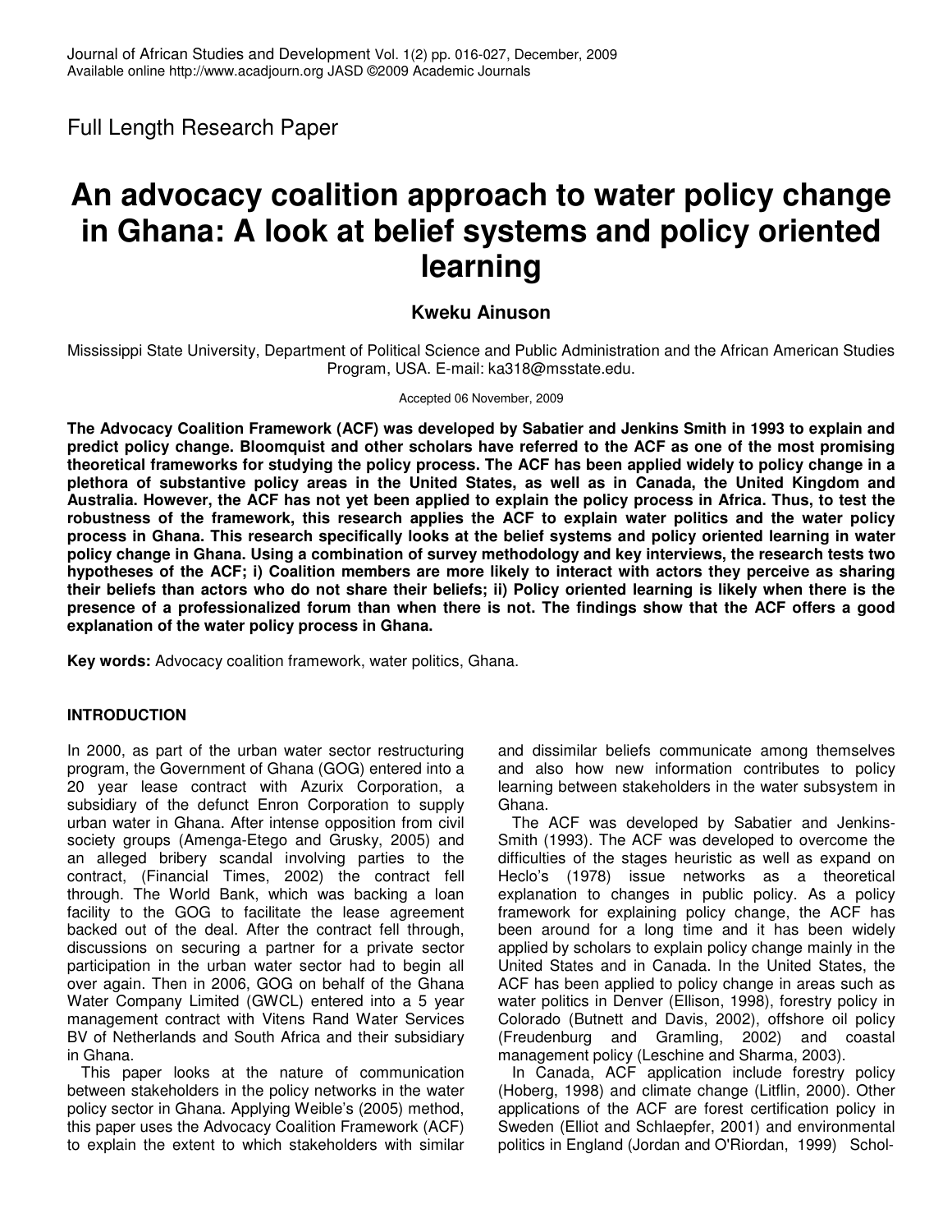Full Length Research Paper

# An advocacy coalition approach to water policy change in Ghana: A look at belief systems and policy oriented learning

**Kweku Ainuson**

Mississippi State University, Department of Political Science and Public Administration and the African American Studies Program, USA. E-mail: ka318@msstate.edu.

Accepted 06 November, 2009

**The Advocacy Coalition Framework (ACF) was developed by Sabatier and Jenkins Smith in 1993 to explain and predict policy change. Bloomquist and other scholars have referred to the ACF as one of the most promising theoretical frameworks for studying the policy process. The ACF has been applied widely to policy change in a plethora of substantive policy areas in the United States, as well as in Canada, the United Kingdom and Australia. However, the ACF has not yet been applied to explain the policy process in Africa. Thus, to test the robustness of the framework, this research applies the ACF to explain water politics and the water policy process in Ghana. This research specifically looks at the belief systems and policy oriented learning in water policy change in Ghana. Using a combination of survey methodology and key interviews, the research tests two hypotheses of the ACF; i) Coalition members are more likely to interact with actors they perceive as sharing their beliefs than actors who do not share their beliefs; ii) Policy oriented learning is likely when there is the presence of a professionalized forum than when there is not. The findings show that the ACF offers a good explanation of the water policy process in Ghana.**

**Key words:** Advocacy coalition framework, water politics, Ghana.

## INTRODUCTION

In 2000, as part of the urban water sector restructuring program, the Government of Ghana (GOG) entered into a 20 year lease contract with Azurix Corporation, a subsidiary of the defunct Enron Corporation to supply urban water in Ghana. After intense opposition from civil society groups (Amenga-Etego and Grusky, 2005) and an alleged bribery scandal involving parties to the contract, (Financial Times, 2002) the contract fell through. The World Bank, which was backing a loan facility to the GOG to facilitate the lease agreement backed out of the deal. After the contract fell through, discussions on securing a partner for a private sector participation in the urban water sector had to begin all over again. Then in 2006, GOG on behalf of the Ghana Water Company Limited (GWCL) entered into a 5 year management contract with Vitens Rand Water Services BV of Netherlands and South Africa and their subsidiary in Ghana.

This paper looks at the nature of communication between stakeholders in the policy networks in the water policy sector in Ghana. Applying Weible's (2005) method, this paper uses the Advocacy Coalition Framework (ACF) to explain the extent to which stakeholders with similar and dissimilar beliefs communicate among themselves and also how new information contributes to policy learning between stakeholders in the water subsystem in Ghana.

The ACF was developed by Sabatier and Jenkins-Smith (1993). The ACF was developed to overcome the difficulties of the stages heuristic as well as expand on Heclo's (1978) issue networks as a theoretical explanation to changes in public policy. As a policy framework for explaining policy change, the ACF has been around for a long time and it has been widely applied by scholars to explain policy change mainly in the United States and in Canada. In the United States, the ACF has been applied to policy change in areas such as water politics in Denver (Ellison, 1998), forestry policy in Colorado (Butnett and Davis, 2002), offshore oil policy (Freudenburg and Gramling, 2002) and coastal management policy (Leschine and Sharma, 2003).

In Canada, ACF application include forestry policy (Hoberg, 1998) and climate change (Litflin, 2000). Other applications of the ACF are forest certification policy in Sweden (Elliot and Schlaepfer, 2001) and environmental politics in England (Jordan and O'Riordan, 1999) Schol-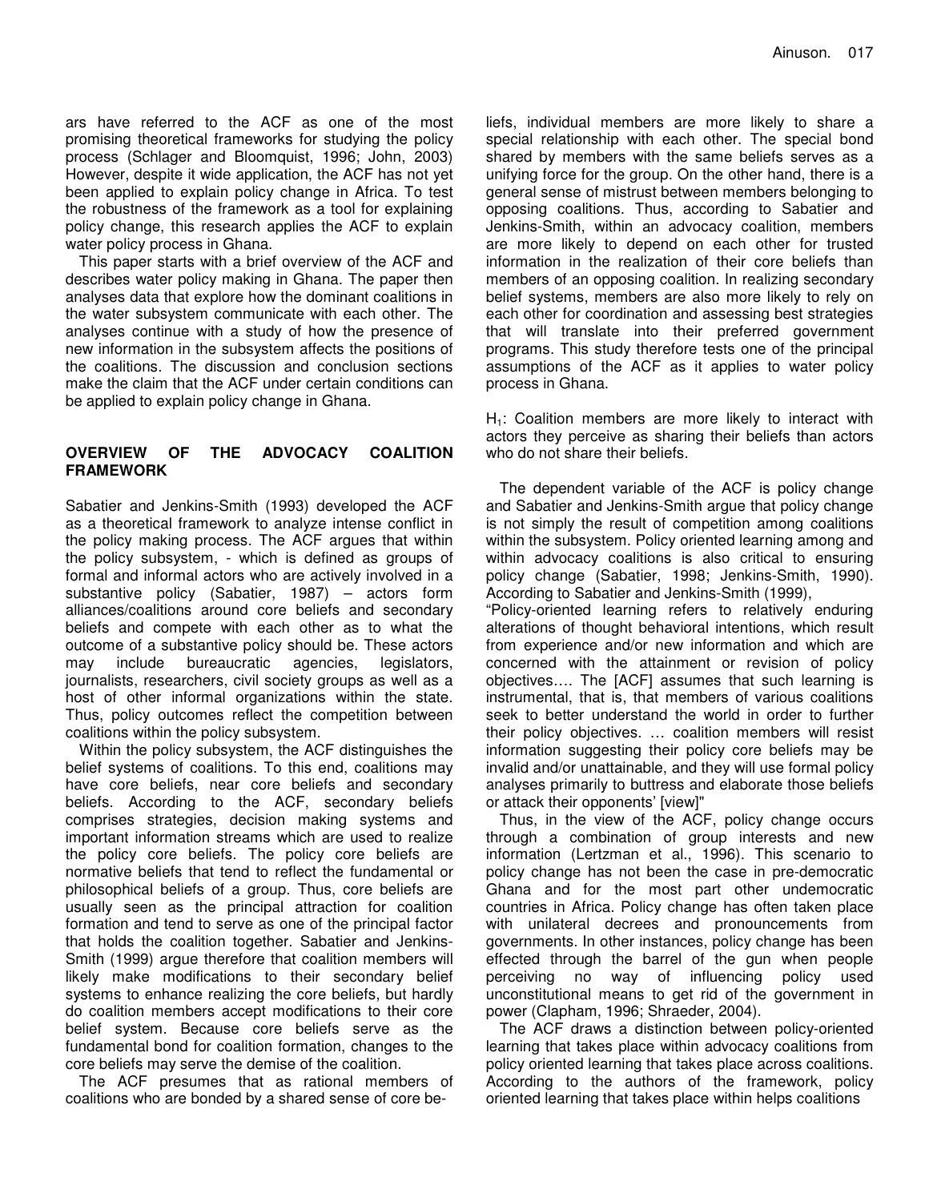ars have referred to the ACF as one of the most promising theoretical frameworks for studying the policy process (Schlager and Bloomquist, 1996; John, 2003) However, despite it wide application, the ACF has not yet been applied to explain policy change in Africa. To test the robustness of the framework as a tool for explaining policy change, this research applies the ACF to explain water policy process in Ghana.

This paper starts with a brief overview of the ACF and describes water policy making in Ghana. The paper then analyses data that explore how the dominant coalitions in the water subsystem communicate with each other. The analyses continue with a study of how the presence of new information in the subsystem affects the positions of the coalitions. The discussion and conclusion sections make the claim that the ACF under certain conditions can be applied to explain policy change in Ghana.

## OVERVIEW OF THE ADVOCACY COALITION FRAMEWORK

Sabatier and Jenkins-Smith (1993) developed the ACF as a theoretical framework to analyze intense conflict in the policy making process. The ACF argues that within the policy subsystem, - which is defined as groups of formal and informal actors who are actively involved in a substantive policy (Sabatier, 1987) – actors form alliances/coalitions around core beliefs and secondary beliefs and compete with each other as to what the outcome of a substantive policy should be. These actors may include bureaucratic agencies, legislators, journalists, researchers, civil society groups as well as a host of other informal organizations within the state. Thus, policy outcomes reflect the competition between coalitions within the policy subsystem.

Within the policy subsystem, the ACF distinguishes the belief systems of coalitions. To this end, coalitions may have core beliefs, near core beliefs and secondary beliefs. According to the ACF, secondary beliefs comprises strategies, decision making systems and important information streams which are used to realize the policy core beliefs. The policy core beliefs are normative beliefs that tend to reflect the fundamental or philosophical beliefs of a group. Thus, core beliefs are usually seen as the principal attraction for coalition formation and tend to serve as one of the principal factor that holds the coalition together. Sabatier and Jenkins-Smith (1999) argue therefore that coalition members will likely make modifications to their secondary belief systems to enhance realizing the core beliefs, but hardly do coalition members accept modifications to their core belief system. Because core beliefs serve as the fundamental bond for coalition formation, changes to the core beliefs may serve the demise of the coalition.

The ACF presumes that as rational members of coalitions who are bonded by a shared sense of core beliefs, individual members are more likely to share a special relationship with each other. The special bond shared by members with the same beliefs serves as a unifying force for the group. On the other hand, there is a general sense of mistrust between members belonging to opposing coalitions. Thus, according to Sabatier and Jenkins-Smith, within an advocacy coalition, members are more likely to depend on each other for trusted information in the realization of their core beliefs than members of an opposing coalition. In realizing secondary belief systems, members are also more likely to rely on each other for coordination and assessing best strategies that will translate into their preferred government programs. This study therefore tests one of the principal assumptions of the ACF as it applies to water policy process in Ghana.

$H_1$: Coalition members are more likely to interact with actors they perceive as sharing their beliefs than actors who do not share their beliefs.

The dependent variable of the ACF is policy change and Sabatier and Jenkins-Smith argue that policy change is not simply the result of competition among coalitions within the subsystem. Policy oriented learning among and within advocacy coalitions is also critical to ensuring policy change (Sabatier, 1998; Jenkins-Smith, 1990). According to Sabatier and Jenkins-Smith (1999),

"Policy-oriented learning refers to relatively enduring alterations of thought behavioral intentions, which result from experience and/or new information and which are concerned with the attainment or revision of policy objectives…. The [ACF] assumes that such learning is instrumental, that is, that members of various coalitions seek to better understand the world in order to further their policy objectives. … coalition members will resist information suggesting their policy core beliefs may be invalid and/or unattainable, and they will use formal policy analyses primarily to buttress and elaborate those beliefs or attack their opponents' [view]"

Thus, in the view of the ACF, policy change occurs through a combination of group interests and new information (Lertzman et al., 1996). This scenario to policy change has not been the case in pre-democratic Ghana and for the most part other undemocratic countries in Africa. Policy change has often taken place with unilateral decrees and pronouncements from governments. In other instances, policy change has been effected through the barrel of the gun when people perceiving no way of influencing policy used unconstitutional means to get rid of the government in power (Clapham, 1996; Shraeder, 2004).

The ACF draws a distinction between policy-oriented learning that takes place within advocacy coalitions from policy oriented learning that takes place across coalitions. According to the authors of the framework, policy oriented learning that takes place within helps coalitions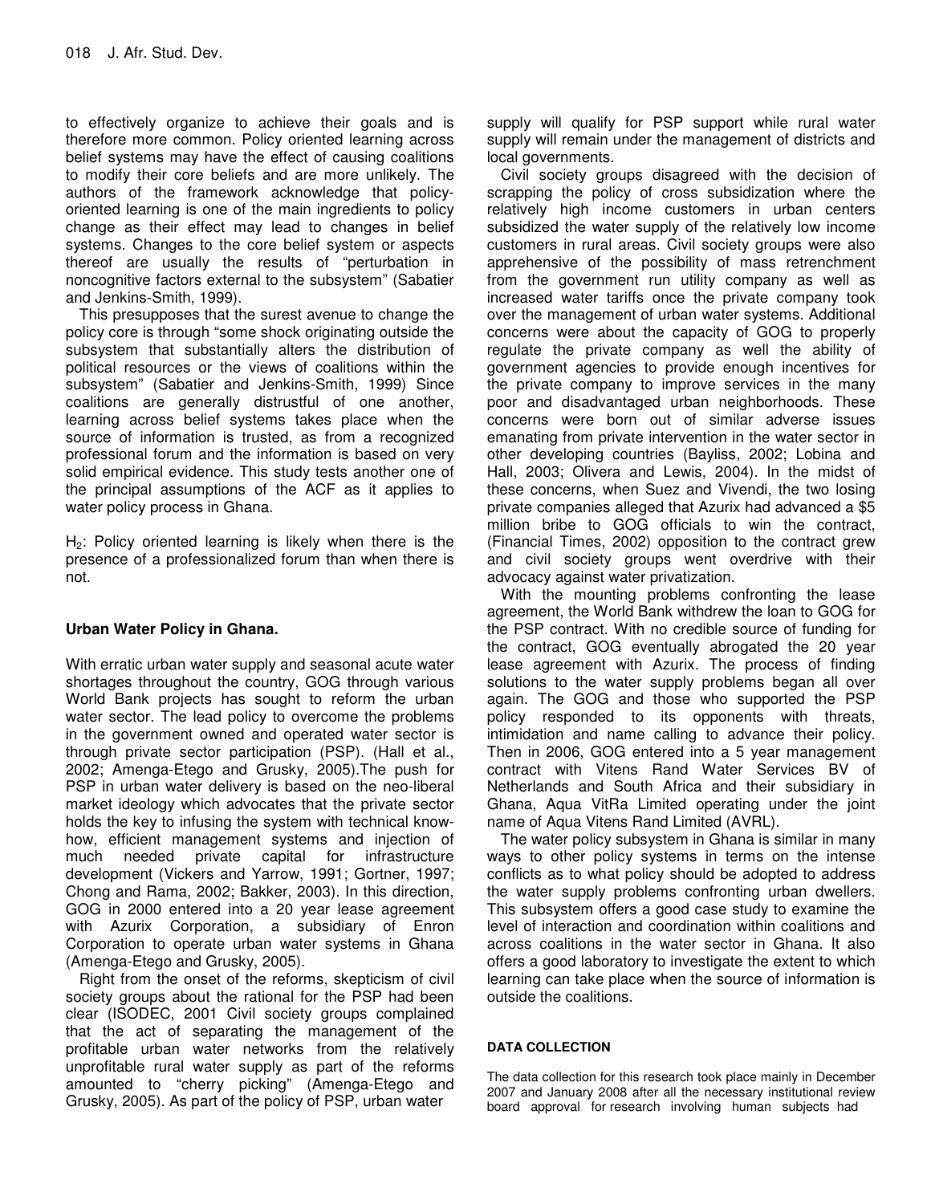to effectively organize to achieve their goals and is therefore more common. Policy oriented learning across belief systems may have the effect of causing coalitions to modify their core beliefs and are more unlikely. The authors of the framework acknowledge that policy-oriented learning is one of the main ingredients to policy change as their effect may lead to changes in belief systems. Changes to the core belief system or aspects thereof are usually the results of "perturbation in noncognitive factors external to the subsystem" (Sabatier and Jenkins-Smith, 1999).

This presupposes that the surest avenue to change the policy core is through "some shock originating outside the subsystem that substantially alters the distribution of political resources or the views of coalitions within the subsystem" (Sabatier and Jenkins-Smith, 1999) Since coalitions are generally distrustful of one another, learning across belief systems takes place when the source of information is trusted, as from a recognized professional forum and the information is based on very solid empirical evidence. This study tests another one of the principal assumptions of the ACF as it applies to water policy process in Ghana.

$H_2$: Policy oriented learning is likely when there is the presence of a professionalized forum than when there is not.

## Urban Water Policy in Ghana.

With erratic urban water supply and seasonal acute water shortages throughout the country, GOG through various World Bank projects has sought to reform the urban water sector. The lead policy to overcome the problems in the government owned and operated water sector is through private sector participation (PSP). (Hall et al., 2002; Amenga-Etego and Grusky, 2005).The push for PSP in urban water delivery is based on the neo-liberal market ideology which advocates that the private sector holds the key to infusing the system with technical know-how, efficient management systems and injection of much needed private capital for infrastructure development (Vickers and Yarrow, 1991; Gortner, 1997; Chong and Rama, 2002; Bakker, 2003). In this direction, GOG in 2000 entered into a 20 year lease agreement with Azurix Corporation, a subsidiary of Enron Corporation to operate urban water systems in Ghana (Amenga-Etego and Grusky, 2005).

Right from the onset of the reforms, skepticism of civil society groups about the rational for the PSP had been clear (ISODEC, 2001 Civil society groups complained that the act of separating the management of the profitable urban water networks from the relatively unprofitable rural water supply as part of the reforms amounted to "cherry picking" (Amenga-Etego and Grusky, 2005). As part of the policy of PSP, urban water supply will qualify for PSP support while rural water supply will remain under the management of districts and local governments.

Civil society groups disagreed with the decision of scrapping the policy of cross subsidization where the relatively high income customers in urban centers subsidized the water supply of the relatively low income customers in rural areas. Civil society groups were also apprehensive of the possibility of mass retrenchment from the government run utility company as well as increased water tariffs once the private company took over the management of urban water systems. Additional concerns were about the capacity of GOG to properly regulate the private company as well the ability of government agencies to provide enough incentives for the private company to improve services in the many poor and disadvantaged urban neighborhoods. These concerns were born out of similar adverse issues emanating from private intervention in the water sector in other developing countries (Bayliss, 2002; Lobina and Hall, 2003; Olivera and Lewis, 2004). In the midst of these concerns, when Suez and Vivendi, the two losing private companies alleged that Azurix had advanced a $5 million bribe to GOG officials to win the contract, (Financial Times, 2002) opposition to the contract grew and civil society groups went overdrive with their advocacy against water privatization.

With the mounting problems confronting the lease agreement, the World Bank withdrew the loan to GOG for the PSP contract. With no credible source of funding for the contract, GOG eventually abrogated the 20 year lease agreement with Azurix. The process of finding solutions to the water supply problems began all over again. The GOG and those who supported the PSP policy responded to its opponents with threats, intimidation and name calling to advance their policy. Then in 2006, GOG entered into a 5 year management contract with Vitens Rand Water Services BV of Netherlands and South Africa and their subsidiary in Ghana, Aqua VitRa Limited operating under the joint name of Aqua Vitens Rand Limited (AVRL).

The water policy subsystem in Ghana is similar in many ways to other policy systems in terms on the intense conflicts as to what policy should be adopted to address the water supply problems confronting urban dwellers. This subsystem offers a good case study to examine the level of interaction and coordination within coalitions and across coalitions in the water sector in Ghana. It also offers a good laboratory to investigate the extent to which learning can take place when the source of information is outside the coalitions.

### DATA COLLECTION

The data collection for this research took place mainly in December 2007 and January 2008 after all the necessary institutional review board approval for research involving human subjects had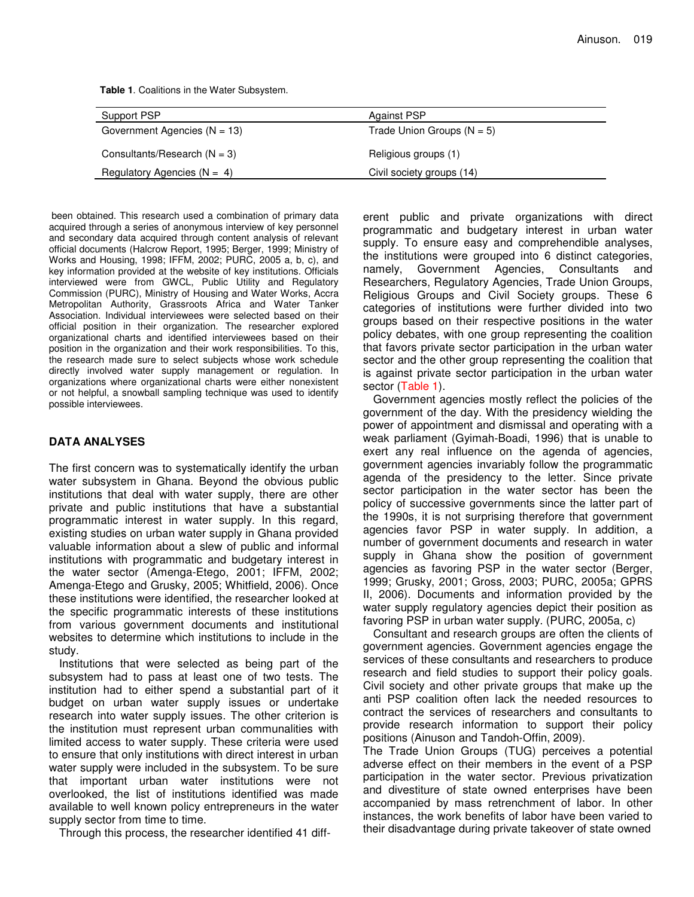**Table 1**. Coalitions in the Water Subsystem.

| Support PSP | Against PSP |
|---|---|
| Government Agencies (N = 13) | Trade Union Groups (N = 5) |
| Consultants/Research (N = 3) | Religious groups (1) |
| Regulatory Agencies (N = 4) | Civil society groups (14) |

been obtained. This research used a combination of primary data acquired through a series of anonymous interview of key personnel and secondary data acquired through content analysis of relevant official documents (Halcrow Report, 1995; Berger, 1999; Ministry of Works and Housing, 1998; IFFM, 2002; PURC, 2005 a, b, c), and key information provided at the website of key institutions. Officials interviewed were from GWCL, Public Utility and Regulatory Commission (PURC), Ministry of Housing and Water Works, Accra Metropolitan Authority, Grassroots Africa and Water Tanker Association. Individual interviewees were selected based on their official position in their organization. The researcher explored organizational charts and identified interviewees based on their position in the organization and their work responsibilities. To this, the research made sure to select subjects whose work schedule directly involved water supply management or regulation. In organizations where organizational charts were either nonexistent or not helpful, a snowball sampling technique was used to identify possible interviewees.

## DATA ANALYSES

The first concern was to systematically identify the urban water subsystem in Ghana. Beyond the obvious public institutions that deal with water supply, there are other private and public institutions that have a substantial programmatic interest in water supply. In this regard, existing studies on urban water supply in Ghana provided valuable information about a slew of public and informal institutions with programmatic and budgetary interest in the water sector (Amenga-Etego, 2001; IFFM, 2002; Amenga-Etego and Grusky, 2005; Whitfield, 2006). Once these institutions were identified, the researcher looked at the specific programmatic interests of these institutions from various government documents and institutional websites to determine which institutions to include in the study.

Institutions that were selected as being part of the subsystem had to pass at least one of two tests. The institution had to either spend a substantial part of it budget on urban water supply issues or undertake research into water supply issues. The other criterion is the institution must represent urban communalities with limited access to water supply. These criteria were used to ensure that only institutions with direct interest in urban water supply were included in the subsystem. To be sure that important urban water institutions were not overlooked, the list of institutions identified was made available to well known policy entrepreneurs in the water supply sector from time to time.

Through this process, the researcher identified 41 different public and private organizations with direct programmatic and budgetary interest in urban water supply. To ensure easy and comprehendible analyses, the institutions were grouped into 6 distinct categories, namely, Government Agencies, Consultants and Researchers, Regulatory Agencies, Trade Union Groups, Religious Groups and Civil Society groups. These 6 categories of institutions were further divided into two groups based on their respective positions in the water policy debates, with one group representing the coalition that favors private sector participation in the urban water sector and the other group representing the coalition that is against private sector participation in the urban water sector (Table 1).

Government agencies mostly reflect the policies of the government of the day. With the presidency wielding the power of appointment and dismissal and operating with a weak parliament (Gyimah-Boadi, 1996) that is unable to exert any real influence on the agenda of agencies, government agencies invariably follow the programmatic agenda of the presidency to the letter. Since private sector participation in the water sector has been the policy of successive governments since the latter part of the 1990s, it is not surprising therefore that government agencies favor PSP in water supply. In addition, a number of government documents and research in water supply in Ghana show the position of government agencies as favoring PSP in the water sector (Berger, 1999; Grusky, 2001; Gross, 2003; PURC, 2005a; GPRS II, 2006). Documents and information provided by the water supply regulatory agencies depict their position as favoring PSP in urban water supply. (PURC, 2005a, c)

Consultant and research groups are often the clients of government agencies. Government agencies engage the services of these consultants and researchers to produce research and field studies to support their policy goals. Civil society and other private groups that make up the anti PSP coalition often lack the needed resources to contract the services of researchers and consultants to provide research information to support their policy positions (Ainuson and Tandoh-Offin, 2009).

The Trade Union Groups (TUG) perceives a potential adverse effect on their members in the event of a PSP participation in the water sector. Previous privatization and divestiture of state owned enterprises have been accompanied by mass retrenchment of labor. In other instances, the work benefits of labor have been varied to their disadvantage during private takeover of state owned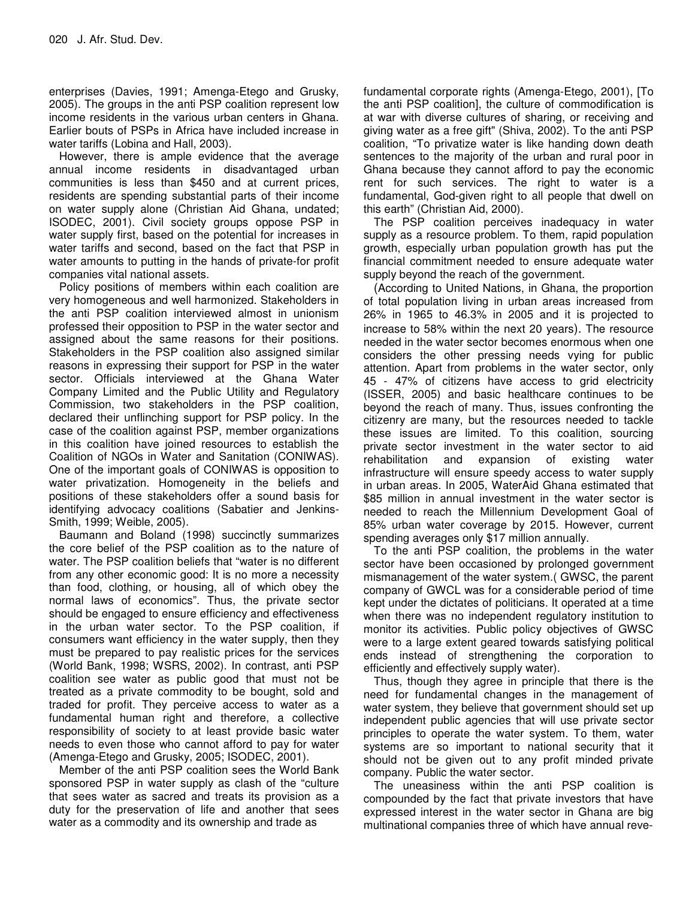enterprises (Davies, 1991; Amenga-Etego and Grusky, 2005). The groups in the anti PSP coalition represent low income residents in the various urban centers in Ghana. Earlier bouts of PSPs in Africa have included increase in water tariffs (Lobina and Hall, 2003).

However, there is ample evidence that the average annual income residents in disadvantaged urban communities is less than $450 and at current prices, residents are spending substantial parts of their income on water supply alone (Christian Aid Ghana, undated; ISODEC, 2001). Civil society groups oppose PSP in water supply first, based on the potential for increases in water tariffs and second, based on the fact that PSP in water amounts to putting in the hands of private-for profit companies vital national assets.

Policy positions of members within each coalition are very homogeneous and well harmonized. Stakeholders in the anti PSP coalition interviewed almost in unionism professed their opposition to PSP in the water sector and assigned about the same reasons for their positions. Stakeholders in the PSP coalition also assigned similar reasons in expressing their support for PSP in the water sector. Officials interviewed at the Ghana Water Company Limited and the Public Utility and Regulatory Commission, two stakeholders in the PSP coalition, declared their unflinching support for PSP policy. In the case of the coalition against PSP, member organizations in this coalition have joined resources to establish the Coalition of NGOs in Water and Sanitation (CONIWAS). One of the important goals of CONIWAS is opposition to water privatization. Homogeneity in the beliefs and positions of these stakeholders offer a sound basis for identifying advocacy coalitions (Sabatier and Jenkins-Smith, 1999; Weible, 2005).

Baumann and Boland (1998) succinctly summarizes the core belief of the PSP coalition as to the nature of water. The PSP coalition beliefs that "water is no different from any other economic good: It is no more a necessity than food, clothing, or housing, all of which obey the normal laws of economics". Thus, the private sector should be engaged to ensure efficiency and effectiveness in the urban water sector. To the PSP coalition, if consumers want efficiency in the water supply, then they must be prepared to pay realistic prices for the services (World Bank, 1998; WSRS, 2002). In contrast, anti PSP coalition see water as public good that must not be treated as a private commodity to be bought, sold and traded for profit. They perceive access to water as a fundamental human right and therefore, a collective responsibility of society to at least provide basic water needs to even those who cannot afford to pay for water (Amenga-Etego and Grusky, 2005; ISODEC, 2001).

Member of the anti PSP coalition sees the World Bank sponsored PSP in water supply as clash of the "culture that sees water as sacred and treats its provision as a duty for the preservation of life and another that sees water as a commodity and its ownership and trade as fundamental corporate rights (Amenga-Etego, 2001), [To the anti PSP coalition], the culture of commodification is at war with diverse cultures of sharing, or receiving and giving water as a free gift" (Shiva, 2002). To the anti PSP coalition, "To privatize water is like handing down death sentences to the majority of the urban and rural poor in Ghana because they cannot afford to pay the economic rent for such services. The right to water is a fundamental, God-given right to all people that dwell on this earth" (Christian Aid, 2000).

The PSP coalition perceives inadequacy in water supply as a resource problem. To them, rapid population growth, especially urban population growth has put the financial commitment needed to ensure adequate water supply beyond the reach of the government.

(According to United Nations, in Ghana, the proportion of total population living in urban areas increased from 26% in 1965 to 46.3% in 2005 and it is projected to increase to 58% within the next 20 years). The resource needed in the water sector becomes enormous when one considers the other pressing needs vying for public attention. Apart from problems in the water sector, only 45 - 47% of citizens have access to grid electricity (ISSER, 2005) and basic healthcare continues to be beyond the reach of many. Thus, issues confronting the citizenry are many, but the resources needed to tackle these issues are limited. To this coalition, sourcing private sector investment in the water sector to aid rehabilitation and expansion of existing water infrastructure will ensure speedy access to water supply in urban areas. In 2005, WaterAid Ghana estimated that $85 million in annual investment in the water sector is needed to reach the Millennium Development Goal of 85% urban water coverage by 2015. However, current spending averages only $17 million annually.

To the anti PSP coalition, the problems in the water sector have been occasioned by prolonged government mismanagement of the water system.( GWSC, the parent company of GWCL was for a considerable period of time kept under the dictates of politicians. It operated at a time when there was no independent regulatory institution to monitor its activities. Public policy objectives of GWSC were to a large extent geared towards satisfying political ends instead of strengthening the corporation to efficiently and effectively supply water).

Thus, though they agree in principle that there is the need for fundamental changes in the management of water system, they believe that government should set up independent public agencies that will use private sector principles to operate the water system. To them, water systems are so important to national security that it should not be given out to any profit minded private company. Public the water sector.

The uneasiness within the anti PSP coalition is compounded by the fact that private investors that have expressed interest in the water sector in Ghana are big multinational companies three of which have annual reve-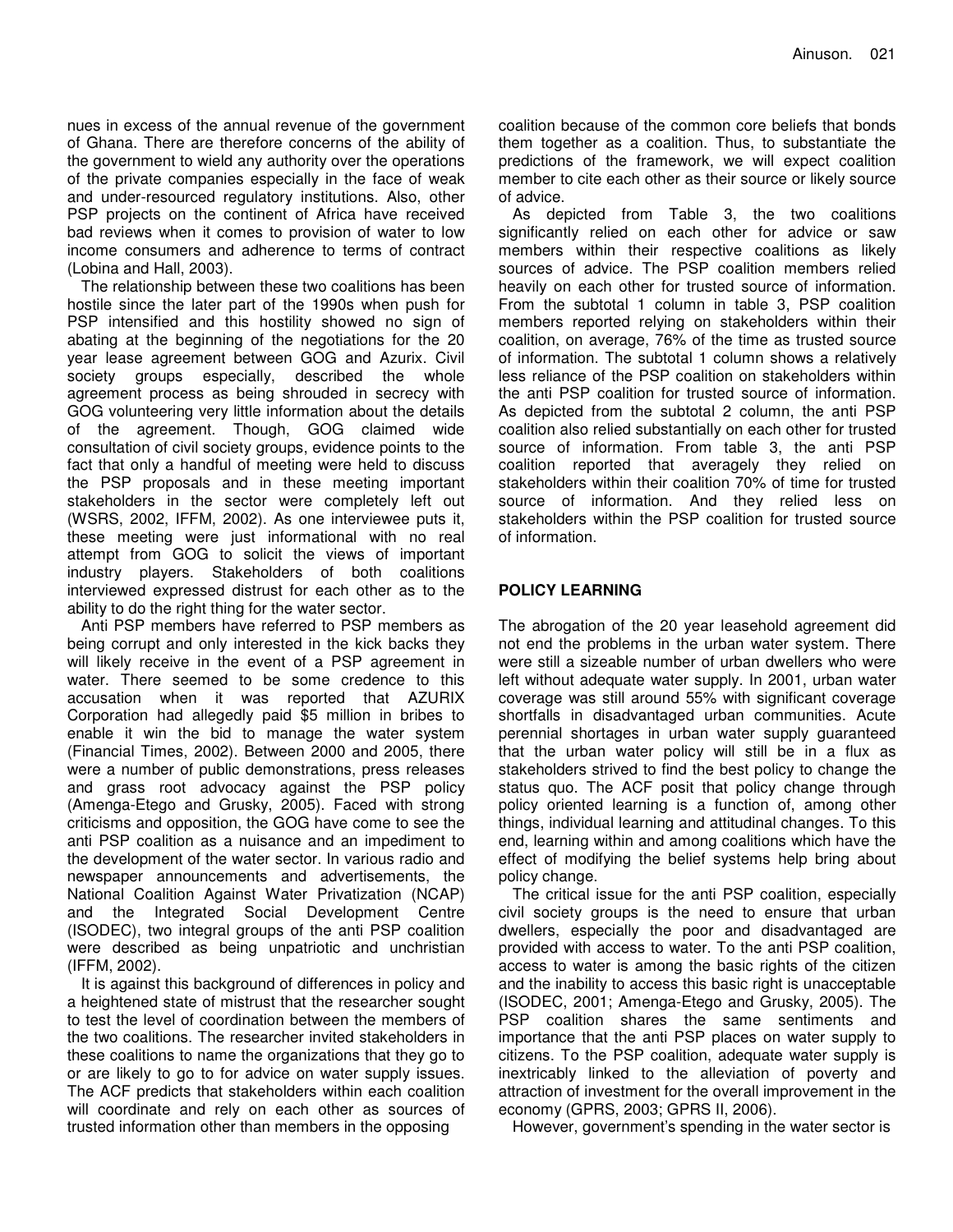nues in excess of the annual revenue of the government of Ghana. There are therefore concerns of the ability of the government to wield any authority over the operations of the private companies especially in the face of weak and under-resourced regulatory institutions. Also, other PSP projects on the continent of Africa have received bad reviews when it comes to provision of water to low income consumers and adherence to terms of contract (Lobina and Hall, 2003).

The relationship between these two coalitions has been hostile since the later part of the 1990s when push for PSP intensified and this hostility showed no sign of abating at the beginning of the negotiations for the 20 year lease agreement between GOG and Azurix. Civil society groups especially, described the whole agreement process as being shrouded in secrecy with GOG volunteering very little information about the details of the agreement. Though, GOG claimed wide consultation of civil society groups, evidence points to the fact that only a handful of meeting were held to discuss the PSP proposals and in these meeting important stakeholders in the sector were completely left out (WSRS, 2002, IFFM, 2002). As one interviewee puts it, these meeting were just informational with no real attempt from GOG to solicit the views of important industry players. Stakeholders of both coalitions interviewed expressed distrust for each other as to the ability to do the right thing for the water sector.

Anti PSP members have referred to PSP members as being corrupt and only interested in the kick backs they will likely receive in the event of a PSP agreement in water. There seemed to be some credence to this accusation when it was reported that AZURIX Corporation had allegedly paid $5 million in bribes to enable it win the bid to manage the water system (Financial Times, 2002). Between 2000 and 2005, there were a number of public demonstrations, press releases and grass root advocacy against the PSP policy (Amenga-Etego and Grusky, 2005). Faced with strong criticisms and opposition, the GOG have come to see the anti PSP coalition as a nuisance and an impediment to the development of the water sector. In various radio and newspaper announcements and advertisements, the National Coalition Against Water Privatization (NCAP) and the Integrated Social Development Centre (ISODEC), two integral groups of the anti PSP coalition were described as being unpatriotic and unchristian (IFFM, 2002).

It is against this background of differences in policy and a heightened state of mistrust that the researcher sought to test the level of coordination between the members of the two coalitions. The researcher invited stakeholders in these coalitions to name the organizations that they go to or are likely to go to for advice on water supply issues. The ACF predicts that stakeholders within each coalition will coordinate and rely on each other as sources of trusted information other than members in the opposing coalition because of the common core beliefs that bonds them together as a coalition. Thus, to substantiate the predictions of the framework, we will expect coalition member to cite each other as their source or likely source of advice.

As depicted from Table 3, the two coalitions significantly relied on each other for advice or saw members within their respective coalitions as likely sources of advice. The PSP coalition members relied heavily on each other for trusted source of information. From the subtotal 1 column in table 3, PSP coalition members reported relying on stakeholders within their coalition, on average, 76% of the time as trusted source of information. The subtotal 1 column shows a relatively less reliance of the PSP coalition on stakeholders within the anti PSP coalition for trusted source of information. As depicted from the subtotal 2 column, the anti PSP coalition also relied substantially on each other for trusted source of information. From table 3, the anti PSP coalition reported that averagely they relied on stakeholders within their coalition 70% of time for trusted source of information. And they relied less on stakeholders within the PSP coalition for trusted source of information.

## POLICY LEARNING

The abrogation of the 20 year leasehold agreement did not end the problems in the urban water system. There were still a sizeable number of urban dwellers who were left without adequate water supply. In 2001, urban water coverage was still around 55% with significant coverage shortfalls in disadvantaged urban communities. Acute perennial shortages in urban water supply guaranteed that the urban water policy will still be in a flux as stakeholders strived to find the best policy to change the status quo. The ACF posit that policy change through policy oriented learning is a function of, among other things, individual learning and attitudinal changes. To this end, learning within and among coalitions which have the effect of modifying the belief systems help bring about policy change.

The critical issue for the anti PSP coalition, especially civil society groups is the need to ensure that urban dwellers, especially the poor and disadvantaged are provided with access to water. To the anti PSP coalition, access to water is among the basic rights of the citizen and the inability to access this basic right is unacceptable (ISODEC, 2001; Amenga-Etego and Grusky, 2005). The PSP coalition shares the same sentiments and importance that the anti PSP places on water supply to citizens. To the PSP coalition, adequate water supply is inextricably linked to the alleviation of poverty and attraction of investment for the overall improvement in the economy (GPRS, 2003; GPRS II, 2006).

However, government's spending in the water sector is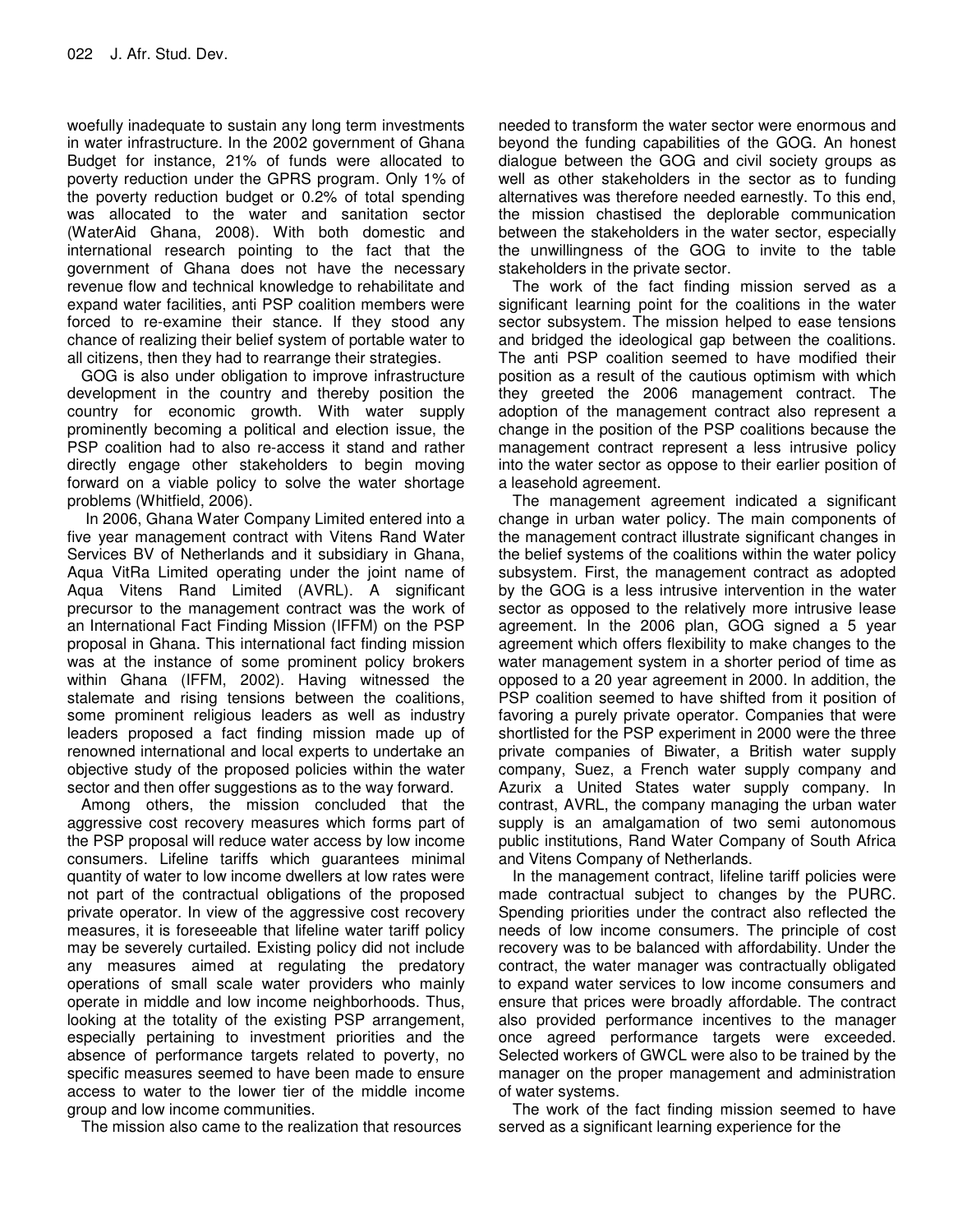woefully inadequate to sustain any long term investments in water infrastructure. In the 2002 government of Ghana Budget for instance, 21% of funds were allocated to poverty reduction under the GPRS program. Only 1% of the poverty reduction budget or 0.2% of total spending was allocated to the water and sanitation sector (WaterAid Ghana, 2008). With both domestic and international research pointing to the fact that the government of Ghana does not have the necessary revenue flow and technical knowledge to rehabilitate and expand water facilities, anti PSP coalition members were forced to re-examine their stance. If they stood any chance of realizing their belief system of portable water to all citizens, then they had to rearrange their strategies.

GOG is also under obligation to improve infrastructure development in the country and thereby position the country for economic growth. With water supply prominently becoming a political and election issue, the PSP coalition had to also re-access it stand and rather directly engage other stakeholders to begin moving forward on a viable policy to solve the water shortage problems (Whitfield, 2006).

In 2006, Ghana Water Company Limited entered into a five year management contract with Vitens Rand Water Services BV of Netherlands and it subsidiary in Ghana, Aqua VitRa Limited operating under the joint name of Aqua Vitens Rand Limited (AVRL). A significant precursor to the management contract was the work of an International Fact Finding Mission (IFFM) on the PSP proposal in Ghana. This international fact finding mission was at the instance of some prominent policy brokers within Ghana (IFFM, 2002). Having witnessed the stalemate and rising tensions between the coalitions, some prominent religious leaders as well as industry leaders proposed a fact finding mission made up of renowned international and local experts to undertake an objective study of the proposed policies within the water sector and then offer suggestions as to the way forward.

Among others, the mission concluded that the aggressive cost recovery measures which forms part of the PSP proposal will reduce water access by low income consumers. Lifeline tariffs which guarantees minimal quantity of water to low income dwellers at low rates were not part of the contractual obligations of the proposed private operator. In view of the aggressive cost recovery measures, it is foreseeable that lifeline water tariff policy may be severely curtailed. Existing policy did not include any measures aimed at regulating the predatory operations of small scale water providers who mainly operate in middle and low income neighborhoods. Thus, looking at the totality of the existing PSP arrangement, especially pertaining to investment priorities and the absence of performance targets related to poverty, no specific measures seemed to have been made to ensure access to water to the lower tier of the middle income group and low income communities.

The mission also came to the realization that resources needed to transform the water sector were enormous and beyond the funding capabilities of the GOG. An honest dialogue between the GOG and civil society groups as well as other stakeholders in the sector as to funding alternatives was therefore needed earnestly. To this end, the mission chastised the deplorable communication between the stakeholders in the water sector, especially the unwillingness of the GOG to invite to the table stakeholders in the private sector.

The work of the fact finding mission served as a significant learning point for the coalitions in the water sector subsystem. The mission helped to ease tensions and bridged the ideological gap between the coalitions. The anti PSP coalition seemed to have modified their position as a result of the cautious optimism with which they greeted the 2006 management contract. The adoption of the management contract also represent a change in the position of the PSP coalitions because the management contract represent a less intrusive policy into the water sector as oppose to their earlier position of a leasehold agreement.

The management agreement indicated a significant change in urban water policy. The main components of the management contract illustrate significant changes in the belief systems of the coalitions within the water policy subsystem. First, the management contract as adopted by the GOG is a less intrusive intervention in the water sector as opposed to the relatively more intrusive lease agreement. In the 2006 plan, GOG signed a 5 year agreement which offers flexibility to make changes to the water management system in a shorter period of time as opposed to a 20 year agreement in 2000. In addition, the PSP coalition seemed to have shifted from it position of favoring a purely private operator. Companies that were shortlisted for the PSP experiment in 2000 were the three private companies of Biwater, a British water supply company, Suez, a French water supply company and Azurix a United States water supply company. In contrast, AVRL, the company managing the urban water supply is an amalgamation of two semi autonomous public institutions, Rand Water Company of South Africa and Vitens Company of Netherlands.

In the management contract, lifeline tariff policies were made contractual subject to changes by the PURC. Spending priorities under the contract also reflected the needs of low income consumers. The principle of cost recovery was to be balanced with affordability. Under the contract, the water manager was contractually obligated to expand water services to low income consumers and ensure that prices were broadly affordable. The contract also provided performance incentives to the manager once agreed performance targets were exceeded. Selected workers of GWCL were also to be trained by the manager on the proper management and administration of water systems.

The work of the fact finding mission seemed to have served as a significant learning experience for the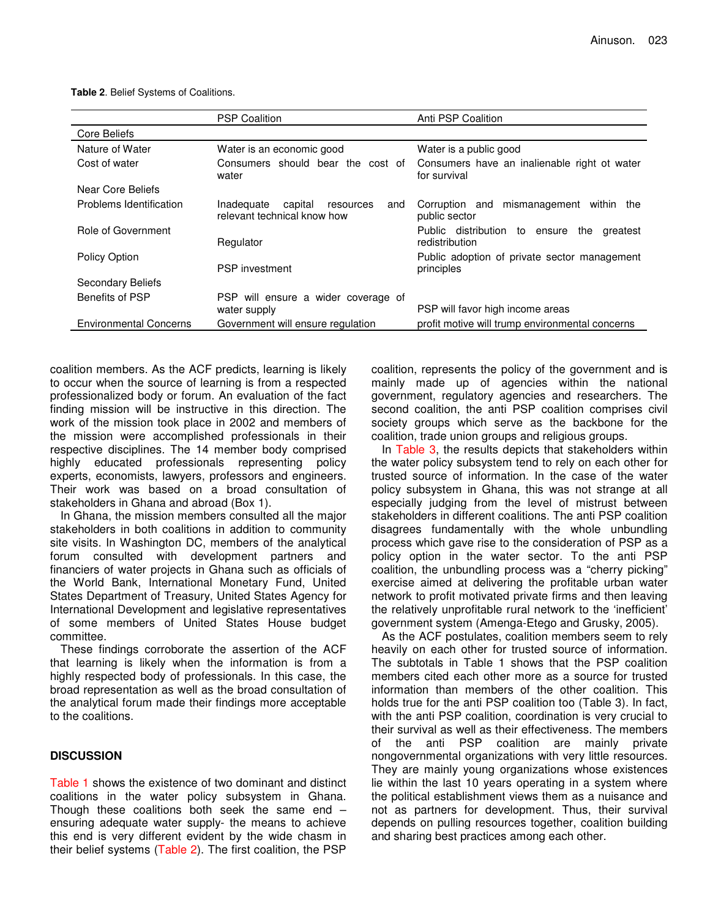**Table 2**. Belief Systems of Coalitions.

| | PSP Coalition | Anti PSP Coalition |
|---|---|---|
| Core Beliefs | | |
| Nature of Water | Water is an economic good | Water is a public good |
| Cost of water | Consumers should bear the cost of water | Consumers have an inalienable right ot water for survival |
| Near Core Beliefs | | |
| Problems Identification | Inadequate capital resources and relevant technical know how | Corruption and mismanagement within the public sector |
| Role of Government | Regulator | Public distribution to ensure the greatest redistribution |
| Policy Option | PSP investment | Public adoption of private sector management principles |
| Secondary Beliefs | | |
| Benefits of PSP | PSP will ensure a wider coverage of water supply | PSP will favor high income areas |
| Environmental Concerns | Government will ensure regulation | profit motive will trump environmental concerns |

coalition members. As the ACF predicts, learning is likely to occur when the source of learning is from a respected professionalized body or forum. An evaluation of the fact finding mission will be instructive in this direction. The work of the mission took place in 2002 and members of the mission were accomplished professionals in their respective disciplines. The 14 member body comprised highly educated professionals representing policy experts, economists, lawyers, professors and engineers. Their work was based on a broad consultation of stakeholders in Ghana and abroad (Box 1).

In Ghana, the mission members consulted all the major stakeholders in both coalitions in addition to community site visits. In Washington DC, members of the analytical forum consulted with development partners and financiers of water projects in Ghana such as officials of the World Bank, International Monetary Fund, United States Department of Treasury, United States Agency for International Development and legislative representatives of some members of United States House budget committee.

These findings corroborate the assertion of the ACF that learning is likely when the information is from a highly respected body of professionals. In this case, the broad representation as well as the broad consultation of the analytical forum made their findings more acceptable to the coalitions.

## DISCUSSION

Table 1 shows the existence of two dominant and distinct coalitions in the water policy subsystem in Ghana. Though these coalitions both seek the same end – ensuring adequate water supply- the means to achieve this end is very different evident by the wide chasm in their belief systems (Table 2). The first coalition, the PSP coalition, represents the policy of the government and is mainly made up of agencies within the national government, regulatory agencies and researchers. The second coalition, the anti PSP coalition comprises civil society groups which serve as the backbone for the coalition, trade union groups and religious groups.

In Table 3, the results depicts that stakeholders within the water policy subsystem tend to rely on each other for trusted source of information. In the case of the water policy subsystem in Ghana, this was not strange at all especially judging from the level of mistrust between stakeholders in different coalitions. The anti PSP coalition disagrees fundamentally with the whole unbundling process which gave rise to the consideration of PSP as a policy option in the water sector. To the anti PSP coalition, the unbundling process was a "cherry picking" exercise aimed at delivering the profitable urban water network to profit motivated private firms and then leaving the relatively unprofitable rural network to the 'inefficient' government system (Amenga-Etego and Grusky, 2005).

As the ACF postulates, coalition members seem to rely heavily on each other for trusted source of information. The subtotals in Table 1 shows that the PSP coalition members cited each other more as a source for trusted information than members of the other coalition. This holds true for the anti PSP coalition too (Table 3). In fact, with the anti PSP coalition, coordination is very crucial to their survival as well as their effectiveness. The members of the anti PSP coalition are mainly private nongovernmental organizations with very little resources. They are mainly young organizations whose existences lie within the last 10 years operating in a system where the political establishment views them as a nuisance and not as partners for development. Thus, their survival depends on pulling resources together, coalition building and sharing best practices among each other.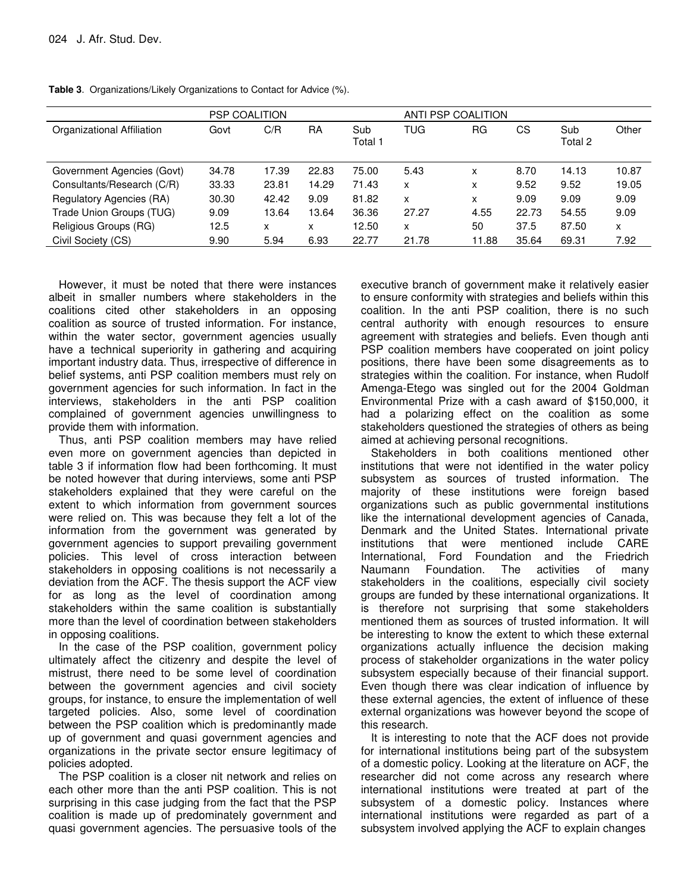**Table 3**. Organizations/Likely Organizations to Contact for Advice (%).

| | PSP COALITION | | | | ANTI PSP COALITION | | | | |
|---|---|---|---|---|---|---|---|---|---|
| Organizational Affiliation | Govt | C/R | RA | Sub Total 1 | TUG | RG | CS | Sub Total 2 | Other |
| Government Agencies (Govt) | 34.78 | 17.39 | 22.83 | 75.00 | 5.43 | x | 8.70 | 14.13 | 10.87 |
| Consultants/Research (C/R) | 33.33 | 23.81 | 14.29 | 71.43 | x | x | 9.52 | 9.52 | 19.05 |
| Regulatory Agencies (RA) | 30.30 | 42.42 | 9.09 | 81.82 | x | x | 9.09 | 9.09 | 9.09 |
| Trade Union Groups (TUG) | 9.09 | 13.64 | 13.64 | 36.36 | 27.27 | 4.55 | 22.73 | 54.55 | 9.09 |
| Religious Groups (RG) | 12.5 | x | x | 12.50 | x | 50 | 37.5 | 87.50 | x |
| Civil Society (CS) | 9.90 | 5.94 | 6.93 | 22.77 | 21.78 | 11.88 | 35.64 | 69.31 | 7.92 |

However, it must be noted that there were instances albeit in smaller numbers where stakeholders in the coalitions cited other stakeholders in an opposing coalition as source of trusted information. For instance, within the water sector, government agencies usually have a technical superiority in gathering and acquiring important industry data. Thus, irrespective of difference in belief systems, anti PSP coalition members must rely on government agencies for such information. In fact in the interviews, stakeholders in the anti PSP coalition complained of government agencies unwillingness to provide them with information.

Thus, anti PSP coalition members may have relied even more on government agencies than depicted in table 3 if information flow had been forthcoming. It must be noted however that during interviews, some anti PSP stakeholders explained that they were careful on the extent to which information from government sources were relied on. This was because they felt a lot of the information from the government was generated by government agencies to support prevailing government policies. This level of cross interaction between stakeholders in opposing coalitions is not necessarily a deviation from the ACF. The thesis support the ACF view for as long as the level of coordination among stakeholders within the same coalition is substantially more than the level of coordination between stakeholders in opposing coalitions.

In the case of the PSP coalition, government policy ultimately affect the citizenry and despite the level of mistrust, there need to be some level of coordination between the government agencies and civil society groups, for instance, to ensure the implementation of well targeted policies. Also, some level of coordination between the PSP coalition which is predominantly made up of government and quasi government agencies and organizations in the private sector ensure legitimacy of policies adopted.

The PSP coalition is a closer nit network and relies on each other more than the anti PSP coalition. This is not surprising in this case judging from the fact that the PSP coalition is made up of predominately government and quasi government agencies. The persuasive tools of the executive branch of government make it relatively easier to ensure conformity with strategies and beliefs within this coalition. In the anti PSP coalition, there is no such central authority with enough resources to ensure agreement with strategies and beliefs. Even though anti PSP coalition members have cooperated on joint policy positions, there have been some disagreements as to strategies within the coalition. For instance, when Rudolf Amenga-Etego was singled out for the 2004 Goldman Environmental Prize with a cash award of $150,000, it had a polarizing effect on the coalition as some stakeholders questioned the strategies of others as being aimed at achieving personal recognitions.

Stakeholders in both coalitions mentioned other institutions that were not identified in the water policy subsystem as sources of trusted information. The majority of these institutions were foreign based organizations such as public governmental institutions like the international development agencies of Canada, Denmark and the United States. International private institutions that were mentioned include CARE International, Ford Foundation and the Friedrich Naumann Foundation. The activities of many stakeholders in the coalitions, especially civil society groups are funded by these international organizations. It is therefore not surprising that some stakeholders mentioned them as sources of trusted information. It will be interesting to know the extent to which these external organizations actually influence the decision making process of stakeholder organizations in the water policy subsystem especially because of their financial support. Even though there was clear indication of influence by these external agencies, the extent of influence of these external organizations was however beyond the scope of this research.

It is interesting to note that the ACF does not provide for international institutions being part of the subsystem of a domestic policy. Looking at the literature on ACF, the researcher did not come across any research where international institutions were treated at part of the subsystem of a domestic policy. Instances where international institutions were regarded as part of a subsystem involved applying the ACF to explain changes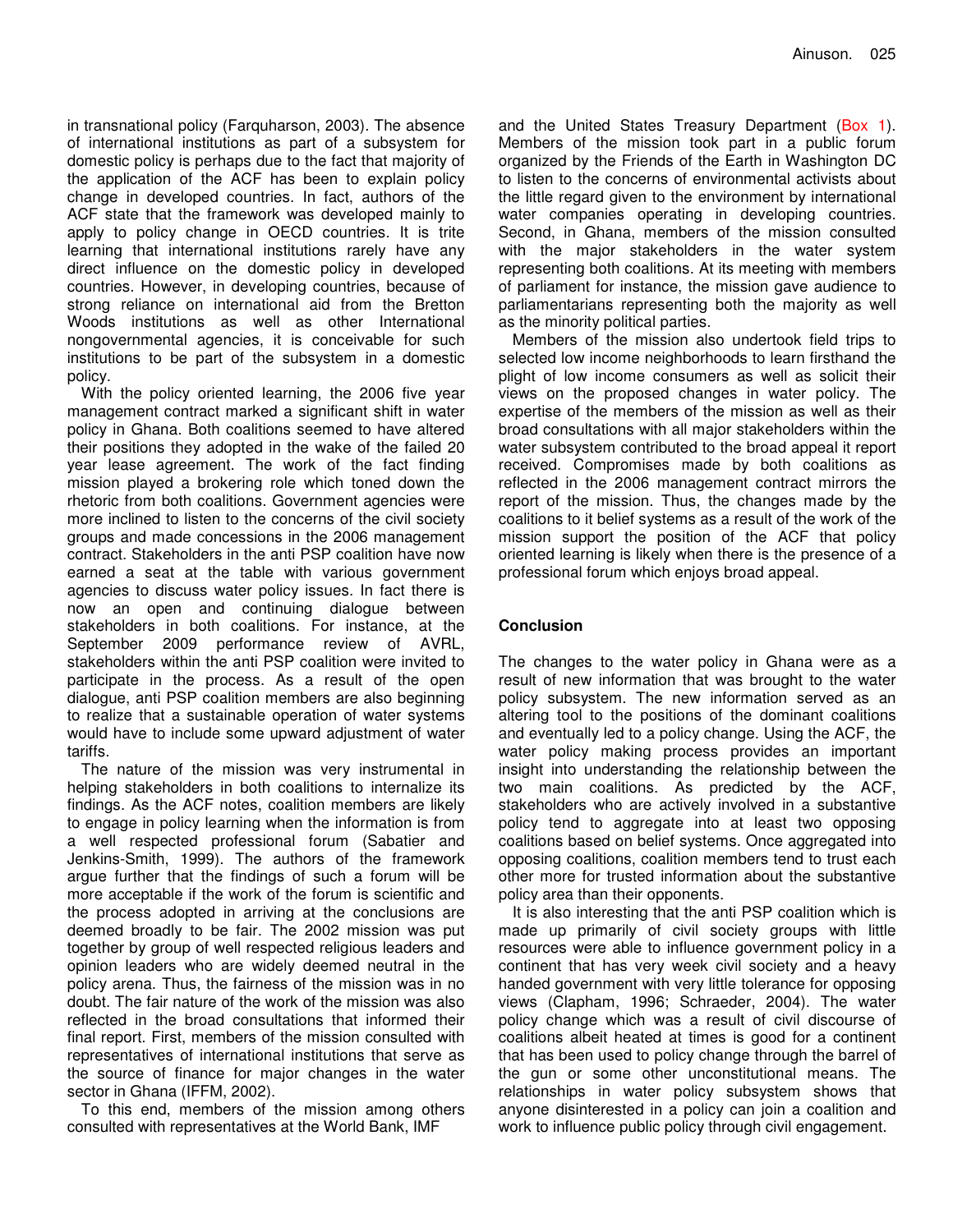in transnational policy (Farquharson, 2003). The absence of international institutions as part of a subsystem for domestic policy is perhaps due to the fact that majority of the application of the ACF has been to explain policy change in developed countries. In fact, authors of the ACF state that the framework was developed mainly to apply to policy change in OECD countries. It is trite learning that international institutions rarely have any direct influence on the domestic policy in developed countries. However, in developing countries, because of strong reliance on international aid from the Bretton Woods institutions as well as other International nongovernmental agencies, it is conceivable for such institutions to be part of the subsystem in a domestic policy.

With the policy oriented learning, the 2006 five year management contract marked a significant shift in water policy in Ghana. Both coalitions seemed to have altered their positions they adopted in the wake of the failed 20 year lease agreement. The work of the fact finding mission played a brokering role which toned down the rhetoric from both coalitions. Government agencies were more inclined to listen to the concerns of the civil society groups and made concessions in the 2006 management contract. Stakeholders in the anti PSP coalition have now earned a seat at the table with various government agencies to discuss water policy issues. In fact there is now an open and continuing dialogue between stakeholders in both coalitions. For instance, at the September 2009 performance review of AVRL, stakeholders within the anti PSP coalition were invited to participate in the process. As a result of the open dialogue, anti PSP coalition members are also beginning to realize that a sustainable operation of water systems would have to include some upward adjustment of water tariffs.

The nature of the mission was very instrumental in helping stakeholders in both coalitions to internalize its findings. As the ACF notes, coalition members are likely to engage in policy learning when the information is from a well respected professional forum (Sabatier and Jenkins-Smith, 1999). The authors of the framework argue further that the findings of such a forum will be more acceptable if the work of the forum is scientific and the process adopted in arriving at the conclusions are deemed broadly to be fair. The 2002 mission was put together by group of well respected religious leaders and opinion leaders who are widely deemed neutral in the policy arena. Thus, the fairness of the mission was in no doubt. The fair nature of the work of the mission was also reflected in the broad consultations that informed their final report. First, members of the mission consulted with representatives of international institutions that serve as the source of finance for major changes in the water sector in Ghana (IFFM, 2002).

To this end, members of the mission among others consulted with representatives at the World Bank, IMF and the United States Treasury Department (Box 1). Members of the mission took part in a public forum organized by the Friends of the Earth in Washington DC to listen to the concerns of environmental activists about the little regard given to the environment by international water companies operating in developing countries. Second, in Ghana, members of the mission consulted with the major stakeholders in the water system representing both coalitions. At its meeting with members of parliament for instance, the mission gave audience to parliamentarians representing both the majority as well as the minority political parties.

Members of the mission also undertook field trips to selected low income neighborhoods to learn firsthand the plight of low income consumers as well as solicit their views on the proposed changes in water policy. The expertise of the members of the mission as well as their broad consultations with all major stakeholders within the water subsystem contributed to the broad appeal it report received. Compromises made by both coalitions as reflected in the 2006 management contract mirrors the report of the mission. Thus, the changes made by the coalitions to it belief systems as a result of the work of the mission support the position of the ACF that policy oriented learning is likely when there is the presence of a professional forum which enjoys broad appeal.

## Conclusion

The changes to the water policy in Ghana were as a result of new information that was brought to the water policy subsystem. The new information served as an altering tool to the positions of the dominant coalitions and eventually led to a policy change. Using the ACF, the water policy making process provides an important insight into understanding the relationship between the two main coalitions. As predicted by the ACF, stakeholders who are actively involved in a substantive policy tend to aggregate into at least two opposing coalitions based on belief systems. Once aggregated into opposing coalitions, coalition members tend to trust each other more for trusted information about the substantive policy area than their opponents.

It is also interesting that the anti PSP coalition which is made up primarily of civil society groups with little resources were able to influence government policy in a continent that has very week civil society and a heavy handed government with very little tolerance for opposing views (Clapham, 1996; Schraeder, 2004). The water policy change which was a result of civil discourse of coalitions albeit heated at times is good for a continent that has been used to policy change through the barrel of the gun or some other unconstitutional means. The relationships in water policy subsystem shows that anyone disinterested in a policy can join a coalition and work to influence public policy through civil engagement.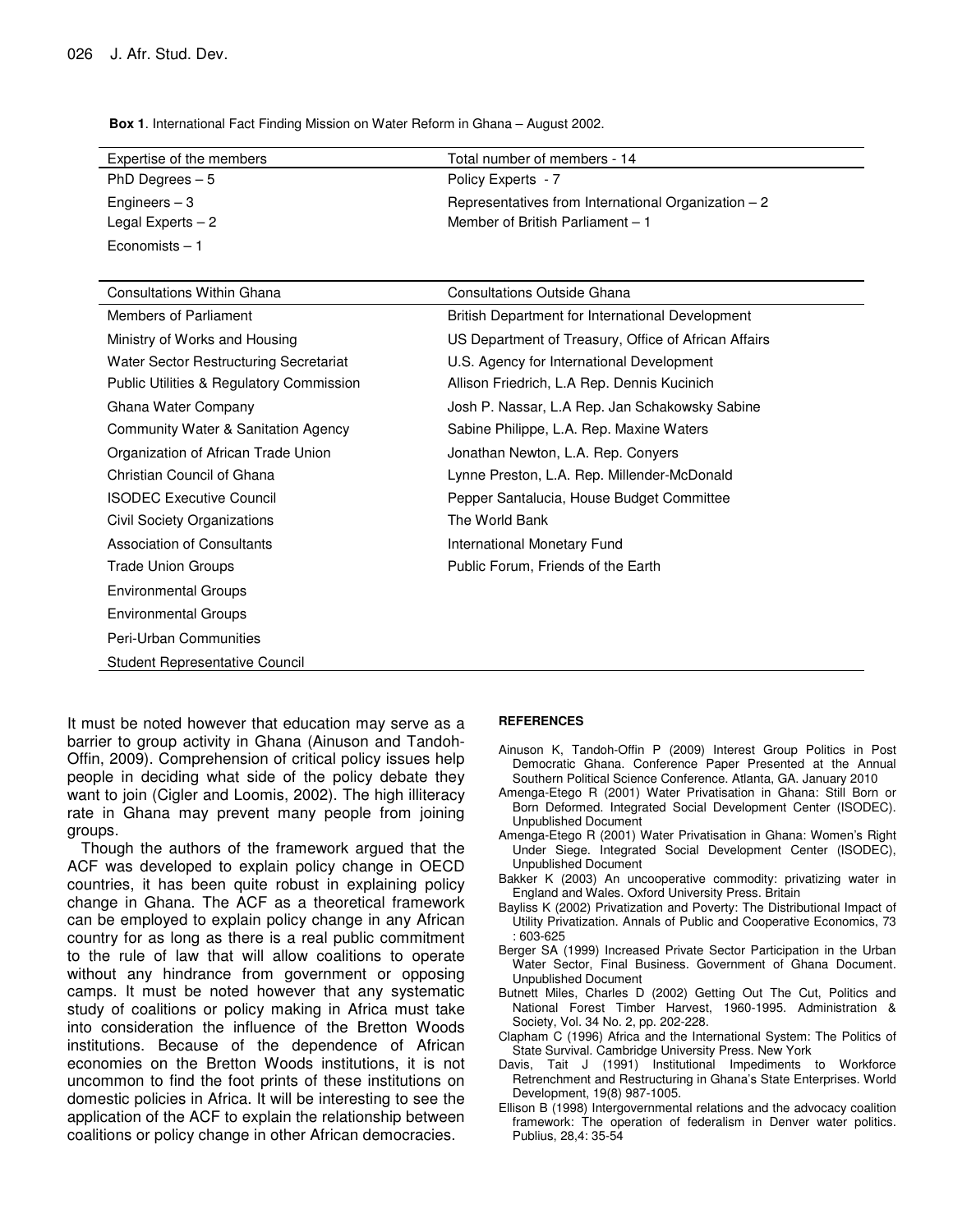**Box 1**. International Fact Finding Mission on Water Reform in Ghana – August 2002.

| Expertise of the members | Total number of members - 14 |
|---|---|
| PhD Degrees – 5 | Policy Experts - 7 |
| Engineers – 3 | Representatives from International Organization – 2 |
| Legal Experts – 2 | Member of British Parliament – 1 |
| Economists – 1 | |

| Consultations Within Ghana | Consultations Outside Ghana |
|---|---|
| Members of Parliament | British Department for International Development |
| Ministry of Works and Housing | US Department of Treasury, Office of African Affairs |
| Water Sector Restructuring Secretariat | U.S. Agency for International Development |
| Public Utilities & Regulatory Commission | Allison Friedrich, L.A Rep. Dennis Kucinich |
| Ghana Water Company | Josh P. Nassar, L.A Rep. Jan Schakowsky Sabine |
| Community Water & Sanitation Agency | Sabine Philippe, L.A. Rep. Maxine Waters |
| Organization of African Trade Union | Jonathan Newton, L.A. Rep. Conyers |
| Christian Council of Ghana | Lynne Preston, L.A. Rep. Millender-McDonald |
| ISODEC Executive Council | Pepper Santalucia, House Budget Committee |
| Civil Society Organizations | The World Bank |
| Association of Consultants | International Monetary Fund |
| Trade Union Groups | Public Forum, Friends of the Earth |
| Environmental Groups | |
| Environmental Groups | |
| Peri-Urban Communities | |
| Student Representative Council | |

It must be noted however that education may serve as a barrier to group activity in Ghana (Ainuson and Tandoh-Offin, 2009). Comprehension of critical policy issues help people in deciding what side of the policy debate they want to join (Cigler and Loomis, 2002). The high illiteracy rate in Ghana may prevent many people from joining groups.

Though the authors of the framework argued that the ACF was developed to explain policy change in OECD countries, it has been quite robust in explaining policy change in Ghana. The ACF as a theoretical framework can be employed to explain policy change in any African country for as long as there is a real public commitment to the rule of law that will allow coalitions to operate without any hindrance from government or opposing camps. It must be noted however that any systematic study of coalitions or policy making in Africa must take into consideration the influence of the Bretton Woods institutions. Because of the dependence of African economies on the Bretton Woods institutions, it is not uncommon to find the foot prints of these institutions on domestic policies in Africa. It will be interesting to see the application of the ACF to explain the relationship between coalitions or policy change in other African democracies.

## REFERENCES

Ainuson K, Tandoh-Offin P (2009) Interest Group Politics in Post Democratic Ghana. Conference Paper Presented at the Annual Southern Political Science Conference. Atlanta, GA. January 2010

Amenga-Etego R (2001) Water Privatisation in Ghana: Still Born or Born Deformed. Integrated Social Development Center (ISODEC). Unpublished Document

Amenga-Etego R (2001) Water Privatisation in Ghana: Women's Right Under Siege. Integrated Social Development Center (ISODEC), Unpublished Document

Bakker K (2003) An uncooperative commodity: privatizing water in England and Wales. Oxford University Press. Britain

Bayliss K (2002) Privatization and Poverty: The Distributional Impact of Utility Privatization. Annals of Public and Cooperative Economics, 73 : 603-625

Berger SA (1999) Increased Private Sector Participation in the Urban Water Sector, Final Business. Government of Ghana Document. Unpublished Document

Butnett Miles, Charles D (2002) Getting Out The Cut, Politics and National Forest Timber Harvest, 1960-1995. Administration & Society, Vol. 34 No. 2, pp. 202-228.

Clapham C (1996) Africa and the International System: The Politics of State Survival. Cambridge University Press. New York

Davis, Tait J (1991) Institutional Impediments to Workforce Retrenchment and Restructuring in Ghana's State Enterprises. World Development, 19(8) 987-1005.

Ellison B (1998) Intergovernmental relations and the advocacy coalition framework: The operation of federalism in Denver water politics. Publius, 28,4: 35-54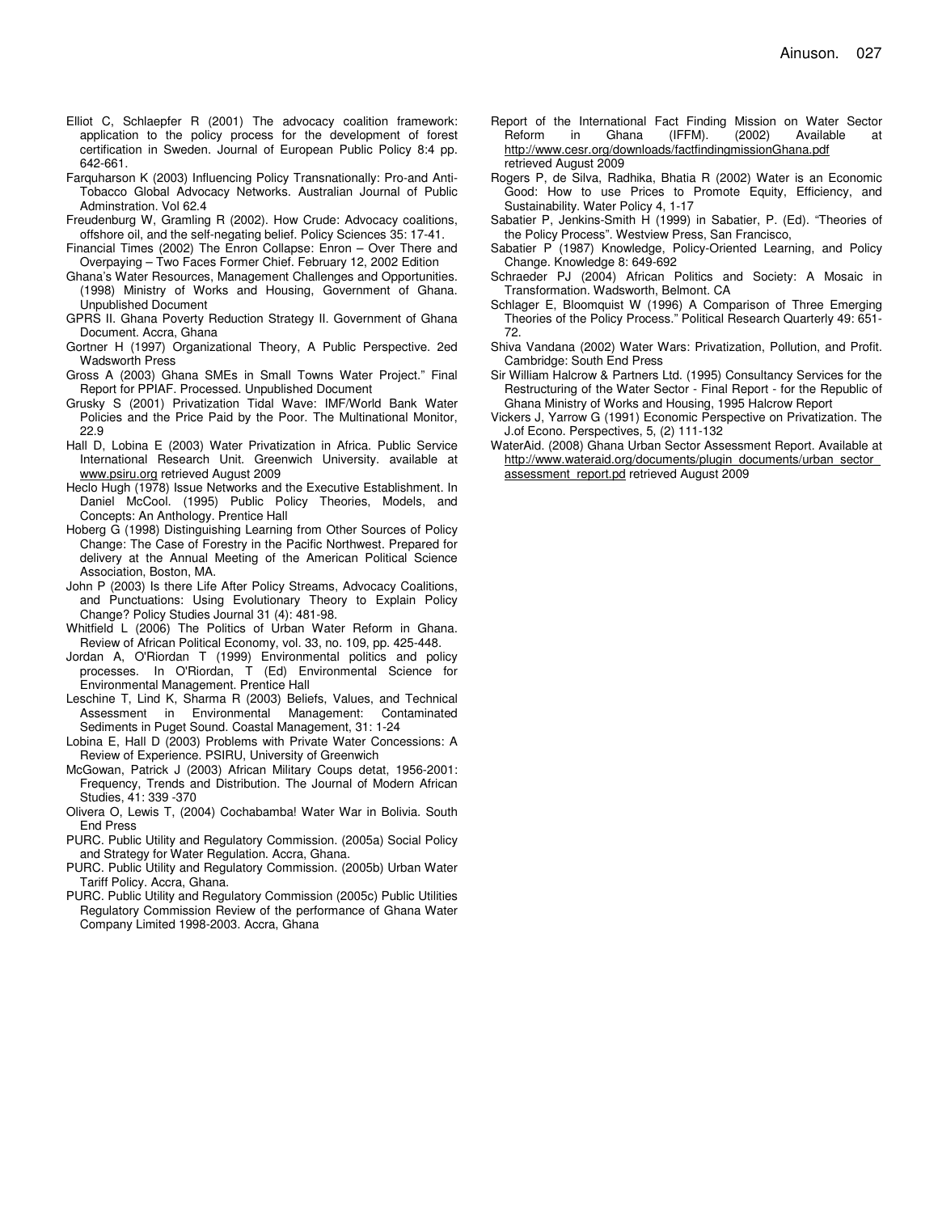Elliot C, Schlaepfer R (2001) The advocacy coalition framework: application to the policy process for the development of forest certification in Sweden. Journal of European Public Policy 8:4 pp. 642-661.

Farquharson K (2003) Influencing Policy Transnationally: Pro-and Anti-Tobacco Global Advocacy Networks. Australian Journal of Public Adminstration. Vol 62.4

Freudenburg W, Gramling R (2002). How Crude: Advocacy coalitions, offshore oil, and the self-negating belief. Policy Sciences 35: 17-41.

Financial Times (2002) The Enron Collapse: Enron – Over There and Overpaying – Two Faces Former Chief. February 12, 2002 Edition

Ghana's Water Resources, Management Challenges and Opportunities. (1998) Ministry of Works and Housing, Government of Ghana. Unpublished Document

GPRS II. Ghana Poverty Reduction Strategy II. Government of Ghana Document. Accra, Ghana

Gortner H (1997) Organizational Theory, A Public Perspective. 2ed Wadsworth Press

Gross A (2003) Ghana SMEs in Small Towns Water Project." Final Report for PPIAF. Processed. Unpublished Document

Grusky S (2001) Privatization Tidal Wave: IMF/World Bank Water Policies and the Price Paid by the Poor. The Multinational Monitor, 22.9

Hall D, Lobina E (2003) Water Privatization in Africa. Public Service International Research Unit. Greenwich University. available at www.psiru.org retrieved August 2009

Heclo Hugh (1978) Issue Networks and the Executive Establishment. In Daniel McCool. (1995) Public Policy Theories, Models, and Concepts: An Anthology. Prentice Hall

Hoberg G (1998) Distinguishing Learning from Other Sources of Policy Change: The Case of Forestry in the Pacific Northwest. Prepared for delivery at the Annual Meeting of the American Political Science Association, Boston, MA.

John P (2003) Is there Life After Policy Streams, Advocacy Coalitions, and Punctuations: Using Evolutionary Theory to Explain Policy Change? Policy Studies Journal 31 (4): 481-98.

Whitfield L (2006) The Politics of Urban Water Reform in Ghana. Review of African Political Economy, vol. 33, no. 109, pp. 425-448.

Jordan A, O'Riordan T (1999) Environmental politics and policy processes. In O'Riordan, T (Ed) Environmental Science for Environmental Management. Prentice Hall

Leschine T, Lind K, Sharma R (2003) Beliefs, Values, and Technical Assessment in Environmental Management: Contaminated Sediments in Puget Sound. Coastal Management, 31: 1-24

Lobina E, Hall D (2003) Problems with Private Water Concessions: A Review of Experience. PSIRU, University of Greenwich

McGowan, Patrick J (2003) African Military Coups detat, 1956-2001: Frequency, Trends and Distribution. The Journal of Modern African Studies, 41: 339 -370

Olivera O, Lewis T, (2004) Cochabamba! Water War in Bolivia. South End Press

PURC. Public Utility and Regulatory Commission. (2005a) Social Policy and Strategy for Water Regulation. Accra, Ghana.

PURC. Public Utility and Regulatory Commission. (2005b) Urban Water Tariff Policy. Accra, Ghana.

PURC. Public Utility and Regulatory Commission (2005c) Public Utilities Regulatory Commission Review of the performance of Ghana Water Company Limited 1998-2003. Accra, Ghana

Report of the International Fact Finding Mission on Water Sector Reform in Ghana (IFFM). (2002) Available at http://www.cesr.org/downloads/factfindingmissionGhana.pdf retrieved August 2009

Rogers P, de Silva, Radhika, Bhatia R (2002) Water is an Economic Good: How to use Prices to Promote Equity, Efficiency, and Sustainability. Water Policy 4, 1-17

Sabatier P, Jenkins-Smith H (1999) in Sabatier, P. (Ed). "Theories of the Policy Process". Westview Press, San Francisco,

Sabatier P (1987) Knowledge, Policy-Oriented Learning, and Policy Change. Knowledge 8: 649-692

Schraeder PJ (2004) African Politics and Society: A Mosaic in Transformation. Wadsworth, Belmont. CA

Schlager E, Bloomquist W (1996) A Comparison of Three Emerging Theories of the Policy Process." Political Research Quarterly 49: 651-72.

Shiva Vandana (2002) Water Wars: Privatization, Pollution, and Profit. Cambridge: South End Press

Sir William Halcrow & Partners Ltd. (1995) Consultancy Services for the Restructuring of the Water Sector - Final Report - for the Republic of Ghana Ministry of Works and Housing, 1995 Halcrow Report

Vickers J, Yarrow G (1991) Economic Perspective on Privatization. The J.of Econo. Perspectives, 5, (2) 111-132

WaterAid. (2008) Ghana Urban Sector Assessment Report. Available at http://www.wateraid.org/documents/plugin_documents/urban_sector_assessment_report.pd retrieved August 2009